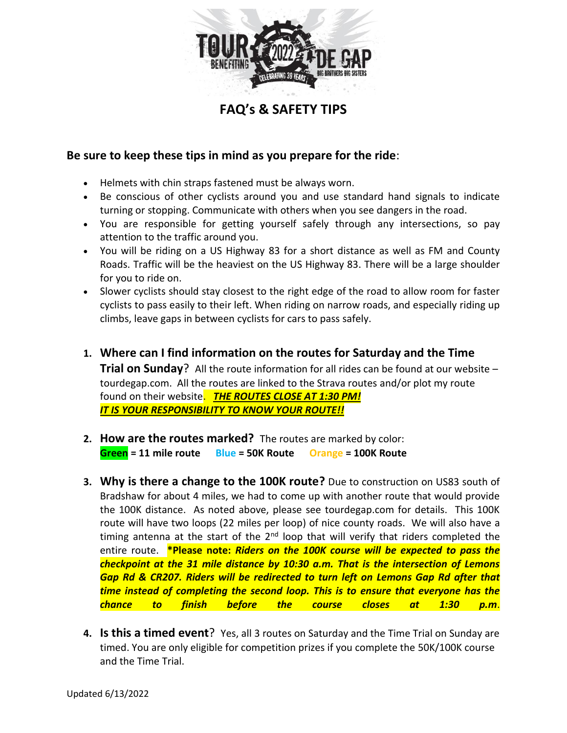# FAQ's & SAFETY TIPS

**Be sure to keep these tips in mind as you prepare for the ride**:

- Helmets with chin straps fastened must be always worn.
- Be conscious of other cyclists around you and use standard hand signals to indicate turning or stopping. Communicate with others when you see dangers in the road.
- You are responsible for getting yourself safely through any intersections, so pay attention to the traffic around you.
- You will be riding on a US Highway 83 for a short distance as well as FM and County Roads. Traffic will be the heaviest on the US Highway 83. There will be a large shoulder for you to ride on.
- Slower cyclists should stay closest to the right edge of the road to allow room for faster cyclists to pass easily to their left. When riding on narrow roads, and especially riding up climbs, leave gaps in between cyclists for cars to pass safely.

1. **Where can I find information on the routes for Saturday and the Time Trial on Sunday**? All the route information for all rides can be found at our website – tourdegap.com. All the routes are linked to the Strava routes and/or plot my route found on their website. ***THE ROUTES CLOSE AT 1:30 PM!*** ***IT IS YOUR RESPONSIBILITY TO KNOW YOUR ROUTE!!***

2. **How are the routes marked?** The routes are marked by color:
   **Green = 11 mile route** **Blue = 50K Route** **Orange = 100K Route**

3. **Why is there a change to the 100K route?** Due to construction on US83 south of Bradshaw for about 4 miles, we had to come up with another route that would provide the 100K distance. As noted above, please see tourdegap.com for details. This 100K route will have two loops (22 miles per loop) of nice county roads. We will also have a timing antenna at the start of the 2nd loop that will verify that riders completed the entire route. ***\*Please note: Riders on the 100K course will be expected to pass the checkpoint at the 31 mile distance by 10:30 a.m. That is the intersection of Lemons Gap Rd & CR207. Riders will be redirected to turn left on Lemons Gap Rd after that time instead of completing the second loop. This is to ensure that everyone has the chance to finish before the course closes at 1:30 p.m.***

4. **Is this a timed event**? Yes, all 3 routes on Saturday and the Time Trial on Sunday are timed. You are only eligible for competition prizes if you complete the 50K/100K course and the Time Trial.

Updated 6/13/2022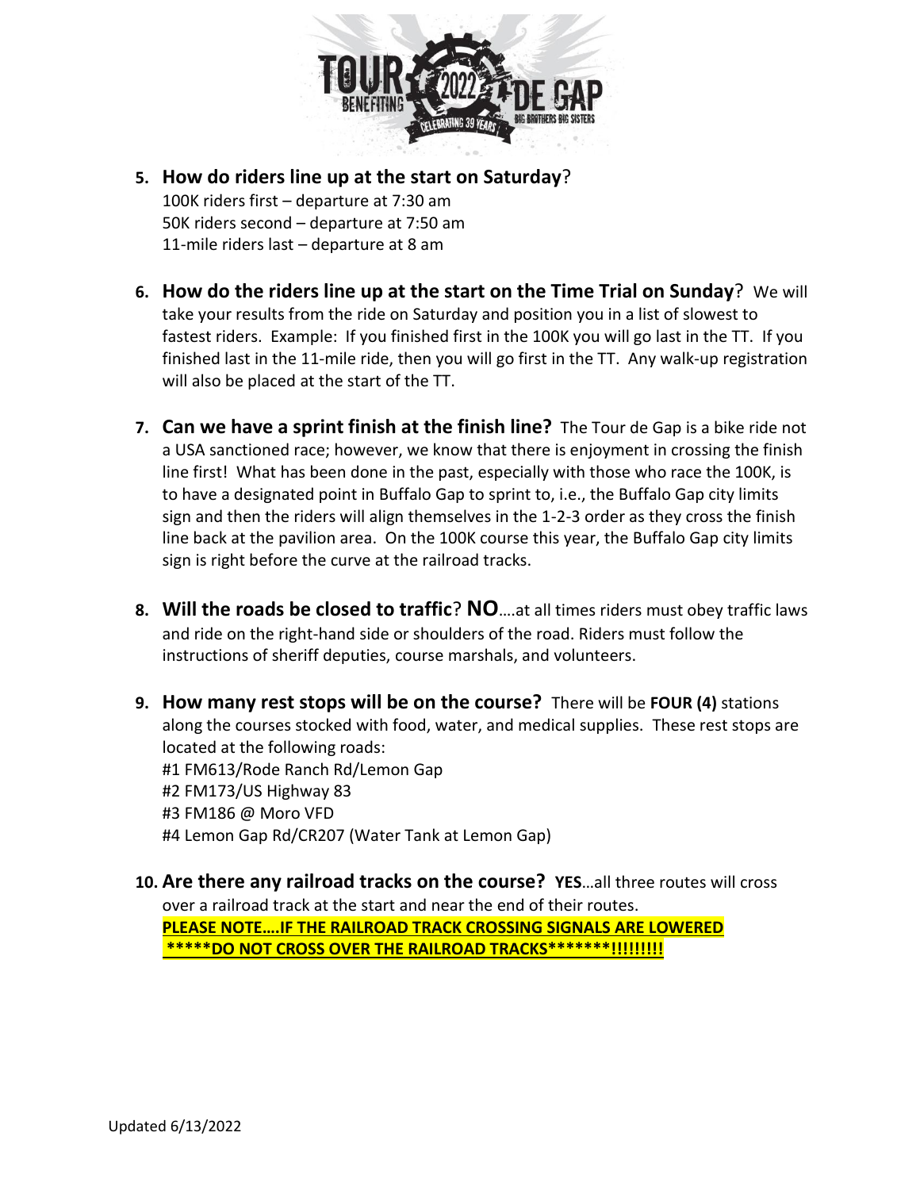5. **How do riders line up at the start on Saturday**?
   100K riders first – departure at 7:30 am
   50K riders second – departure at 7:50 am
   11-mile riders last – departure at 8 am

6. **How do the riders line up at the start on the Time Trial on Sunday**? We will take your results from the ride on Saturday and position you in a list of slowest to fastest riders. Example: If you finished first in the 100K you will go last in the TT. If you finished last in the 11-mile ride, then you will go first in the TT. Any walk-up registration will also be placed at the start of the TT.

7. **Can we have a sprint finish at the finish line?** The Tour de Gap is a bike ride not a USA sanctioned race; however, we know that there is enjoyment in crossing the finish line first! What has been done in the past, especially with those who race the 100K, is to have a designated point in Buffalo Gap to sprint to, i.e., the Buffalo Gap city limits sign and then the riders will align themselves in the 1-2-3 order as they cross the finish line back at the pavilion area. On the 100K course this year, the Buffalo Gap city limits sign is right before the curve at the railroad tracks.

8. **Will the roads be closed to traffic**? **NO**….at all times riders must obey traffic laws and ride on the right-hand side or shoulders of the road. Riders must follow the instructions of sheriff deputies, course marshals, and volunteers.

9. **How many rest stops will be on the course?** There will be **FOUR (4)** stations along the courses stocked with food, water, and medical supplies. These rest stops are located at the following roads:
   #1 FM613/Rode Ranch Rd/Lemon Gap
   #2 FM173/US Highway 83
   #3 FM186 @ Moro VFD
   #4 Lemon Gap Rd/CR207 (Water Tank at Lemon Gap)

10. **Are there any railroad tracks on the course?** **YES**…all three routes will cross over a railroad track at the start and near the end of their routes.
    **PLEASE NOTE….IF THE RAILROAD TRACK CROSSING SIGNALS ARE LOWERED *****DO NOT CROSS OVER THE RAILROAD TRACKS*******!!!!!!!!!**

Updated 6/13/2022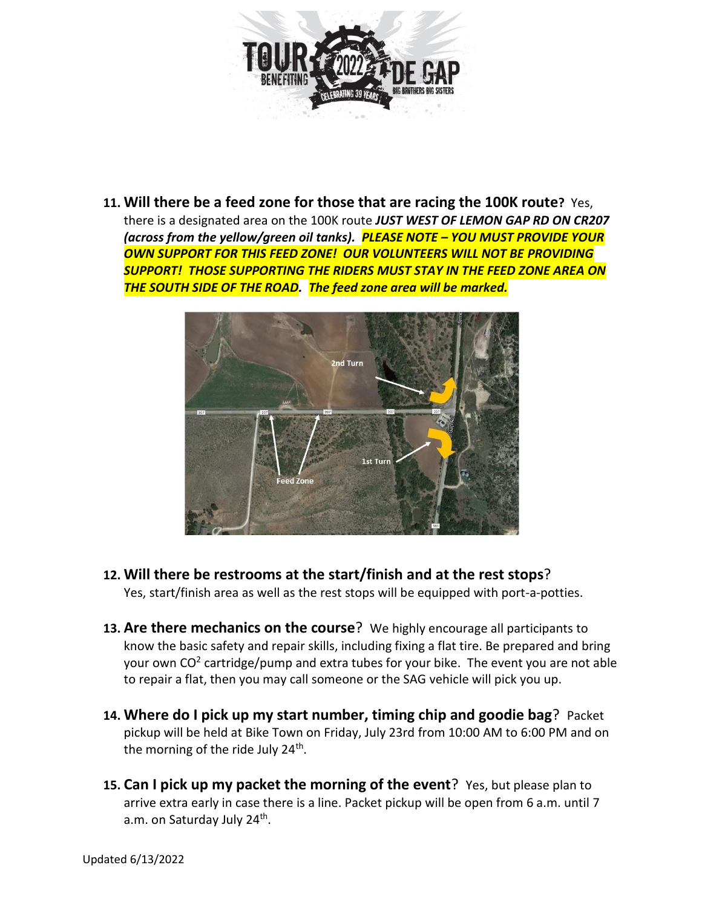11. **Will there be a feed zone for those that are racing the 100K route?** Yes, there is a designated area on the 100K route ***JUST WEST OF LEMON GAP RD ON CR207 (across from the yellow/green oil tanks).*** ***PLEASE NOTE – YOU MUST PROVIDE YOUR OWN SUPPORT FOR THIS FEED ZONE! OUR VOLUNTEERS WILL NOT BE PROVIDING SUPPORT! THOSE SUPPORTING THE RIDERS MUST STAY IN THE FEED ZONE AREA ON THE SOUTH SIDE OF THE ROAD.*** ***The feed zone area will be marked.***

12. **Will there be restrooms at the start/finish and at the rest stops**? Yes, start/finish area as well as the rest stops will be equipped with port-a-potties.

13. **Are there mechanics on the course**? We highly encourage all participants to know the basic safety and repair skills, including fixing a flat tire. Be prepared and bring your own $CO^2$ cartridge/pump and extra tubes for your bike. The event you are not able to repair a flat, then you may call someone or the SAG vehicle will pick you up.

14. **Where do I pick up my start number, timing chip and goodie bag**? Packet pickup will be held at Bike Town on Friday, July 23rd from 10:00 AM to 6:00 PM and on the morning of the ride July 24th.

15. **Can I pick up my packet the morning of the event**? Yes, but please plan to arrive extra early in case there is a line. Packet pickup will be open from 6 a.m. until 7 a.m. on Saturday July 24th.

Updated 6/13/2022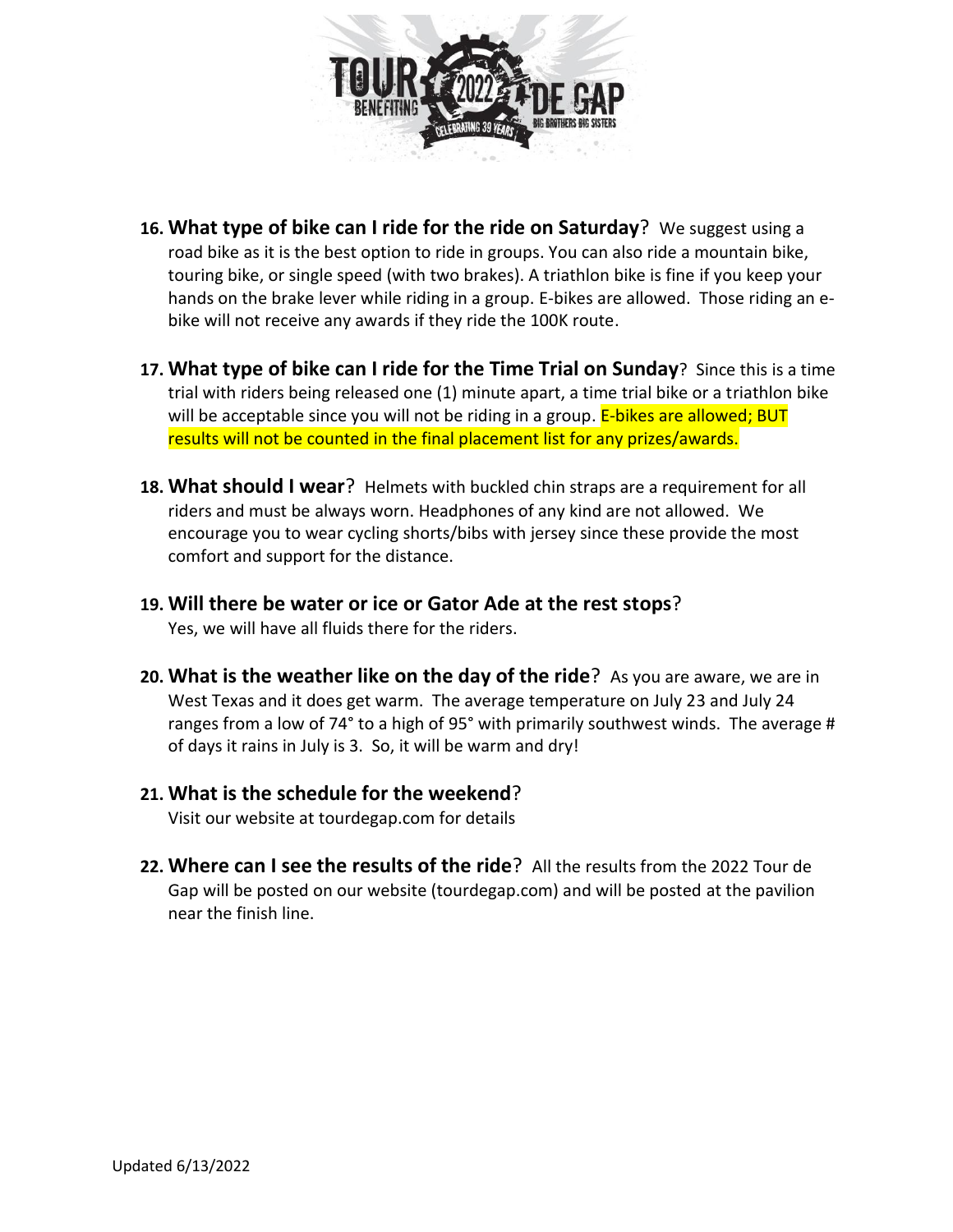16. **What type of bike can I ride for the ride on Saturday**? We suggest using a road bike as it is the best option to ride in groups. You can also ride a mountain bike, touring bike, or single speed (with two brakes). A triathlon bike is fine if you keep your hands on the brake lever while riding in a group. E-bikes are allowed. Those riding an e-bike will not receive any awards if they ride the 100K route.

17. **What type of bike can I ride for the Time Trial on Sunday**? Since this is a time trial with riders being released one (1) minute apart, a time trial bike or a triathlon bike will be acceptable since you will not be riding in a group. E-bikes are allowed; BUT results will not be counted in the final placement list for any prizes/awards.

18. **What should I wear**? Helmets with buckled chin straps are a requirement for all riders and must be always worn. Headphones of any kind are not allowed. We encourage you to wear cycling shorts/bibs with jersey since these provide the most comfort and support for the distance.

19. **Will there be water or ice or Gator Ade at the rest stops**? Yes, we will have all fluids there for the riders.

20. **What is the weather like on the day of the ride**? As you are aware, we are in West Texas and it does get warm. The average temperature on July 23 and July 24 ranges from a low of 74° to a high of 95° with primarily southwest winds. The average # of days it rains in July is 3. So, it will be warm and dry!

21. **What is the schedule for the weekend**? Visit our website at tourdegap.com for details

22. **Where can I see the results of the ride**? All the results from the 2022 Tour de Gap will be posted on our website (tourdegap.com) and will be posted at the pavilion near the finish line.

Updated 6/13/2022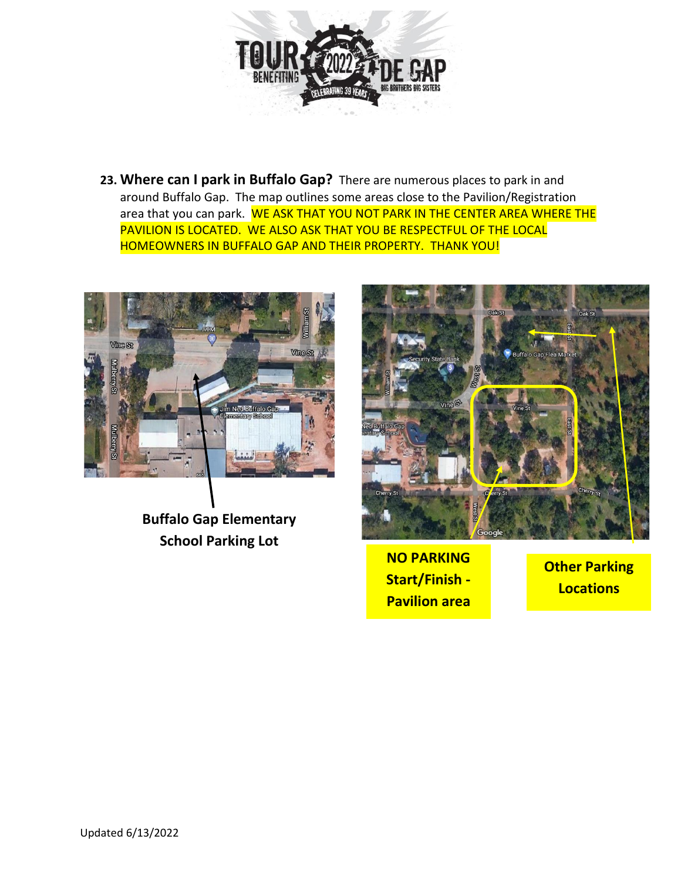**23. Where can I park in Buffalo Gap?** There are numerous places to park in and around Buffalo Gap. The map outlines some areas close to the Pavilion/Registration area that you can park. WE ASK THAT YOU NOT PARK IN THE CENTER AREA WHERE THE PAVILION IS LOCATED. WE ALSO ASK THAT YOU BE RESPECTFUL OF THE LOCAL HOMEOWNERS IN BUFFALO GAP AND THEIR PROPERTY. THANK YOU!

**Buffalo Gap Elementary School Parking Lot**

**NO PARKING Start/Finish - Pavilion area**

**Other Parking Locations**

Updated 6/13/2022